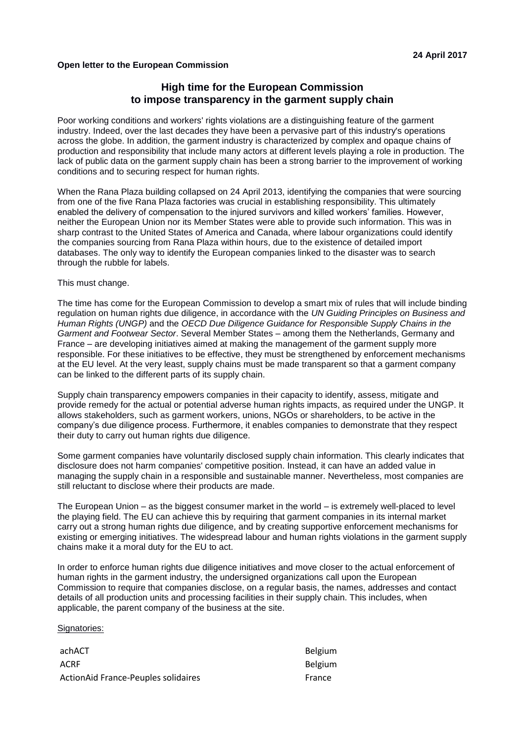**24 April 2017**

**Open letter to the European Commission**

# High time for the European Commission to impose transparency in the garment supply chain

Poor working conditions and workers' rights violations are a distinguishing feature of the garment industry. Indeed, over the last decades they have been a pervasive part of this industry's operations across the globe. In addition, the garment industry is characterized by complex and opaque chains of production and responsibility that include many actors at different levels playing a role in production. The lack of public data on the garment supply chain has been a strong barrier to the improvement of working conditions and to securing respect for human rights.

When the Rana Plaza building collapsed on 24 April 2013, identifying the companies that were sourcing from one of the five Rana Plaza factories was crucial in establishing responsibility. This ultimately enabled the delivery of compensation to the injured survivors and killed workers' families. However, neither the European Union nor its Member States were able to provide such information. This was in sharp contrast to the United States of America and Canada, where labour organizations could identify the companies sourcing from Rana Plaza within hours, due to the existence of detailed import databases. The only way to identify the European companies linked to the disaster was to search through the rubble for labels.

This must change.

The time has come for the European Commission to develop a smart mix of rules that will include binding regulation on human rights due diligence, in accordance with the *UN Guiding Principles on Business and Human Rights (UNGP)* and the *OECD Due Diligence Guidance for Responsible Supply Chains in the Garment and Footwear Sector*. Several Member States – among them the Netherlands, Germany and France – are developing initiatives aimed at making the management of the garment supply more responsible. For these initiatives to be effective, they must be strengthened by enforcement mechanisms at the EU level. At the very least, supply chains must be made transparent so that a garment company can be linked to the different parts of its supply chain.

Supply chain transparency empowers companies in their capacity to identify, assess, mitigate and provide remedy for the actual or potential adverse human rights impacts, as required under the UNGP. It allows stakeholders, such as garment workers, unions, NGOs or shareholders, to be active in the company's due diligence process. Furthermore, it enables companies to demonstrate that they respect their duty to carry out human rights due diligence.

Some garment companies have voluntarily disclosed supply chain information. This clearly indicates that disclosure does not harm companies' competitive position. Instead, it can have an added value in managing the supply chain in a responsible and sustainable manner. Nevertheless, most companies are still reluctant to disclose where their products are made.

The European Union – as the biggest consumer market in the world – is extremely well-placed to level the playing field. The EU can achieve this by requiring that garment companies in its internal market carry out a strong human rights due diligence, and by creating supportive enforcement mechanisms for existing or emerging initiatives. The widespread labour and human rights violations in the garment supply chains make it a moral duty for the EU to act.

In order to enforce human rights due diligence initiatives and move closer to the actual enforcement of human rights in the garment industry, the undersigned organizations call upon the European Commission to require that companies disclose, on a regular basis, the names, addresses and contact details of all production units and processing facilities in their supply chain. This includes, when applicable, the parent company of the business at the site.

Signatories:

| | |
|---|---|
| achACT | Belgium |
| ACRF | Belgium |
| ActionAid France-Peuples solidaires | France |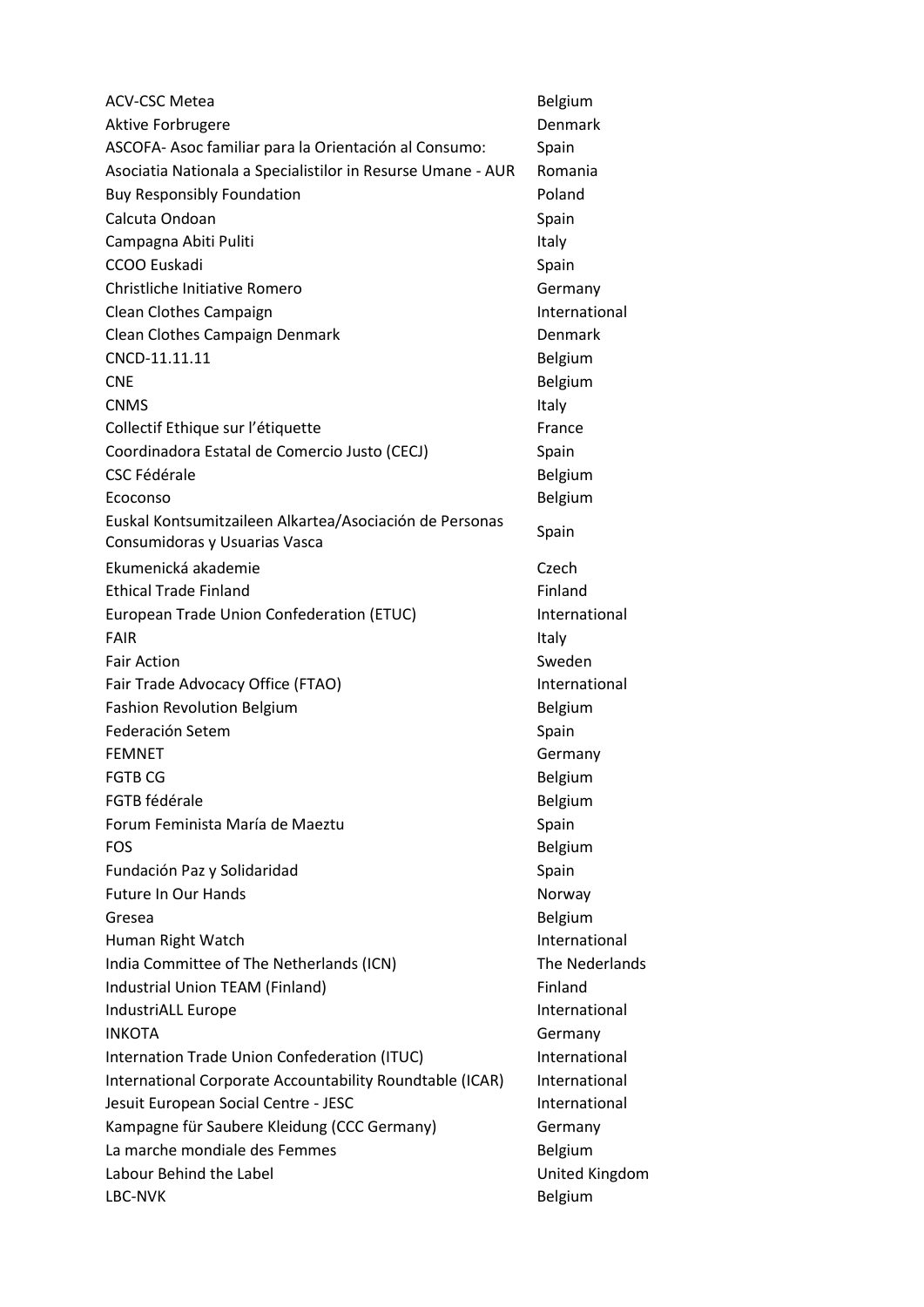| | |
|---|---|
| ACV-CSC Metea | Belgium |
| Aktive Forbrugere | Denmark |
| ASCOFA- Asoc familiar para la Orientación al Consumo: | Spain |
| Asociatia Nationala a Specialistilor in Resurse Umane - AUR | Romania |
| Buy Responsibly Foundation | Poland |
| Calcuta Ondoan | Spain |
| Campagna Abiti Puliti | Italy |
| CCOO Euskadi | Spain |
| Christliche Initiative Romero | Germany |
| Clean Clothes Campaign | International |
| Clean Clothes Campaign Denmark | Denmark |
| CNCD-11.11.11 | Belgium |
| CNE | Belgium |
| CNMS | Italy |
| Collectif Ethique sur l'étiquette | France |
| Coordinadora Estatal de Comercio Justo (CECJ) | Spain |
| CSC Fédérale | Belgium |
| Ecoconso | Belgium |
| Euskal Kontsumitzaileen Alkartea/Asociación de Personas Consumidoras y Usuarias Vasca | Spain |
| Ekumenická akademie | Czech |
| Ethical Trade Finland | Finland |
| European Trade Union Confederation (ETUC) | International |
| FAIR | Italy |
| Fair Action | Sweden |
| Fair Trade Advocacy Office (FTAO) | International |
| Fashion Revolution Belgium | Belgium |
| Federación Setem | Spain |
| FEMNET | Germany |
| FGTB CG | Belgium |
| FGTB fédérale | Belgium |
| Forum Feminista María de Maeztu | Spain |
| FOS | Belgium |
| Fundación Paz y Solidaridad | Spain |
| Future In Our Hands | Norway |
| Gresea | Belgium |
| Human Right Watch | International |
| India Committee of The Netherlands (ICN) | The Nederlands |
| Industrial Union TEAM (Finland) | Finland |
| IndustriALL Europe | International |
| INKOTA | Germany |
| Internation Trade Union Confederation (ITUC) | International |
| International Corporate Accountability Roundtable (ICAR) | International |
| Jesuit European Social Centre - JESC | International |
| Kampagne für Saubere Kleidung (CCC Germany) | Germany |
| La marche mondiale des Femmes | Belgium |
| Labour Behind the Label | United Kingdom |
| LBC-NVK | Belgium |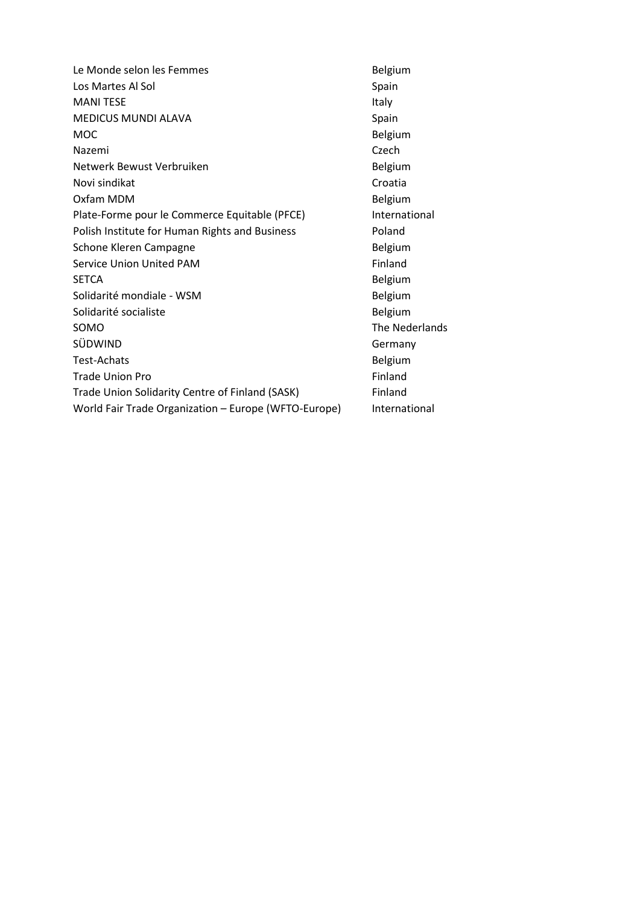| | |
|---|---|
| Le Monde selon les Femmes | Belgium |
| Los Martes Al Sol | Spain |
| MANI TESE | Italy |
| MEDICUS MUNDI ALAVA | Spain |
| MOC | Belgium |
| Nazemi | Czech |
| Netwerk Bewust Verbruiken | Belgium |
| Novi sindikat | Croatia |
| Oxfam MDM | Belgium |
| Plate-Forme pour le Commerce Equitable (PFCE) | International |
| Polish Institute for Human Rights and Business | Poland |
| Schone Kleren Campagne | Belgium |
| Service Union United PAM | Finland |
| SETCA | Belgium |
| Solidarité mondiale - WSM | Belgium |
| Solidarité socialiste | Belgium |
| SOMO | The Nederlands |
| SÜDWIND | Germany |
| Test-Achats | Belgium |
| Trade Union Pro | Finland |
| Trade Union Solidarity Centre of Finland (SASK) | Finland |
| World Fair Trade Organization – Europe (WFTO-Europe) | International |